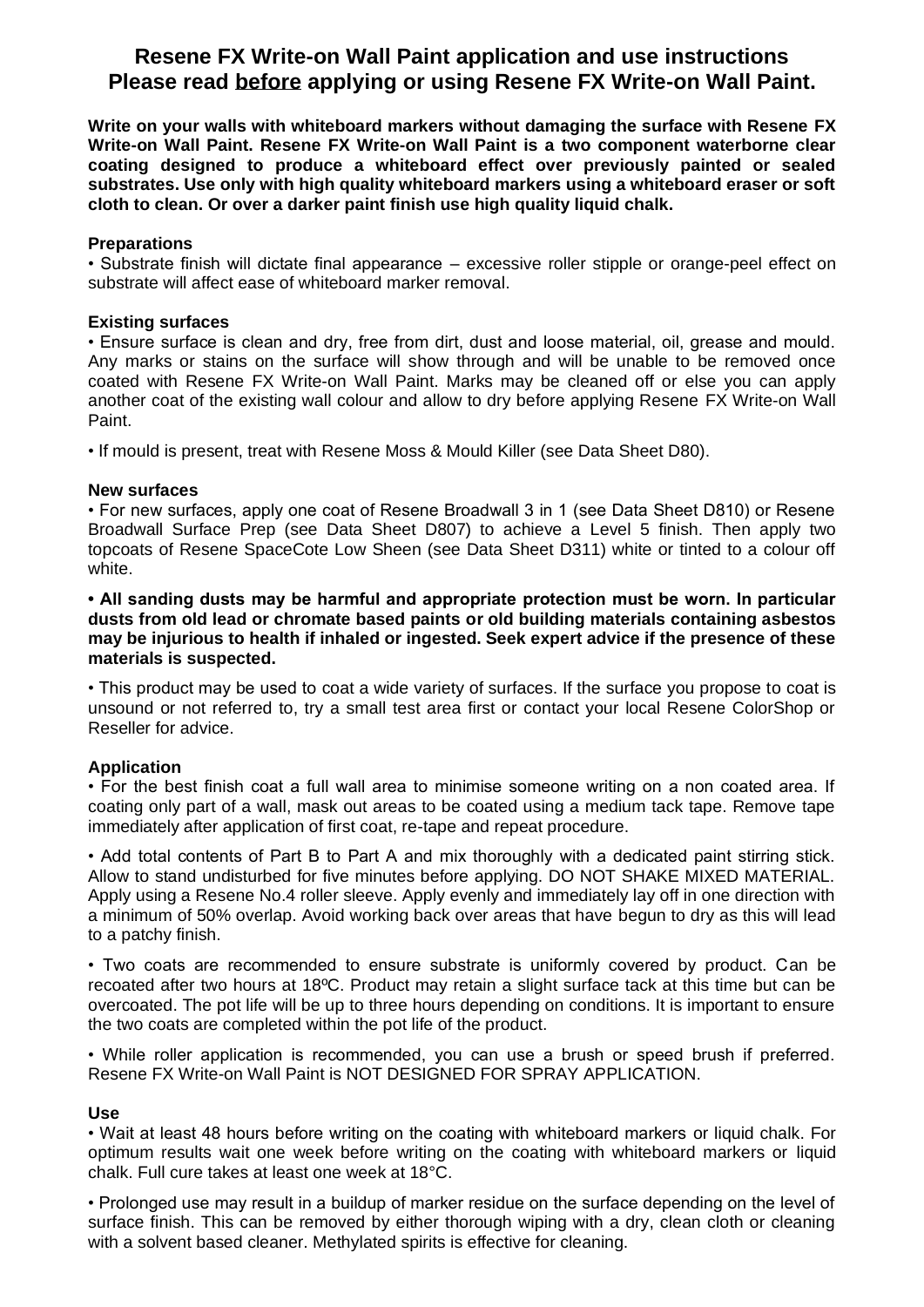# Resene FX Write-on Wall Paint application and use instructions Please read <u>before</u> applying or using Resene FX Write-on Wall Paint.

**Write on your walls with whiteboard markers without damaging the surface with Resene FX Write-on Wall Paint. Resene FX Write-on Wall Paint is a two component waterborne clear coating designed to produce a whiteboard effect over previously painted or sealed substrates. Use only with high quality whiteboard markers using a whiteboard eraser or soft cloth to clean. Or over a darker paint finish use high quality liquid chalk.**

### Preparations

• Substrate finish will dictate final appearance – excessive roller stipple or orange-peel effect on substrate will affect ease of whiteboard marker removal.

### Existing surfaces

• Ensure surface is clean and dry, free from dirt, dust and loose material, oil, grease and mould. Any marks or stains on the surface will show through and will be unable to be removed once coated with Resene FX Write-on Wall Paint. Marks may be cleaned off or else you can apply another coat of the existing wall colour and allow to dry before applying Resene FX Write-on Wall Paint.

• If mould is present, treat with Resene Moss & Mould Killer (see Data Sheet D80).

### New surfaces

• For new surfaces, apply one coat of Resene Broadwall 3 in 1 (see Data Sheet D810) or Resene Broadwall Surface Prep (see Data Sheet D807) to achieve a Level 5 finish. Then apply two topcoats of Resene SpaceCote Low Sheen (see Data Sheet D311) white or tinted to a colour off white.

**• All sanding dusts may be harmful and appropriate protection must be worn. In particular dusts from old lead or chromate based paints or old building materials containing asbestos may be injurious to health if inhaled or ingested. Seek expert advice if the presence of these materials is suspected.**

• This product may be used to coat a wide variety of surfaces. If the surface you propose to coat is unsound or not referred to, try a small test area first or contact your local Resene ColorShop or Reseller for advice.

### Application

• For the best finish coat a full wall area to minimise someone writing on a non coated area. If coating only part of a wall, mask out areas to be coated using a medium tack tape. Remove tape immediately after application of first coat, re-tape and repeat procedure.

• Add total contents of Part B to Part A and mix thoroughly with a dedicated paint stirring stick. Allow to stand undisturbed for five minutes before applying. DO NOT SHAKE MIXED MATERIAL. Apply using a Resene No.4 roller sleeve. Apply evenly and immediately lay off in one direction with a minimum of 50% overlap. Avoid working back over areas that have begun to dry as this will lead to a patchy finish.

• Two coats are recommended to ensure substrate is uniformly covered by product. Can be recoated after two hours at 18ºC. Product may retain a slight surface tack at this time but can be overcoated. The pot life will be up to three hours depending on conditions. It is important to ensure the two coats are completed within the pot life of the product.

• While roller application is recommended, you can use a brush or speed brush if preferred. Resene FX Write-on Wall Paint is NOT DESIGNED FOR SPRAY APPLICATION.

### Use

• Wait at least 48 hours before writing on the coating with whiteboard markers or liquid chalk. For optimum results wait one week before writing on the coating with whiteboard markers or liquid chalk. Full cure takes at least one week at 18°C.

• Prolonged use may result in a buildup of marker residue on the surface depending on the level of surface finish. This can be removed by either thorough wiping with a dry, clean cloth or cleaning with a solvent based cleaner. Methylated spirits is effective for cleaning.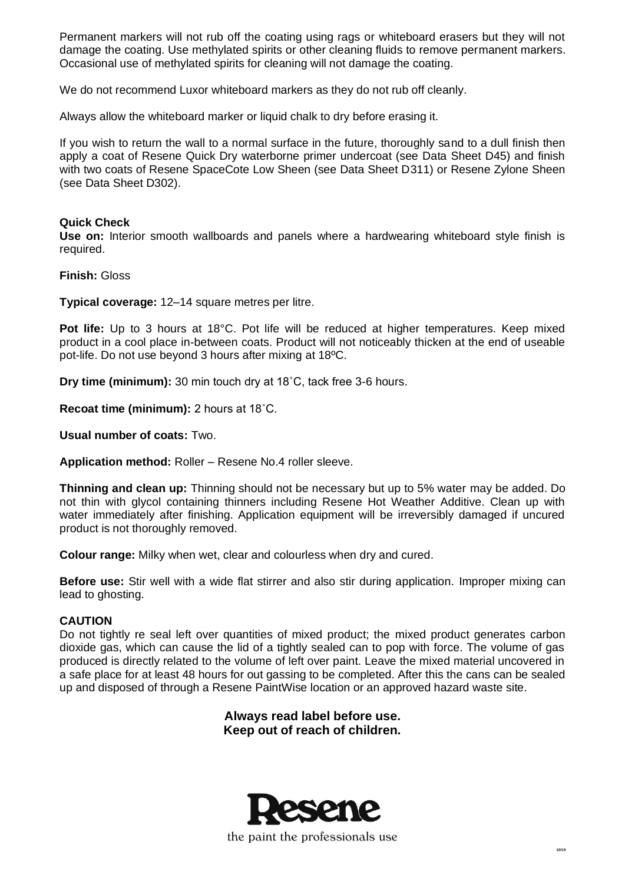Permanent markers will not rub off the coating using rags or whiteboard erasers but they will not damage the coating. Use methylated spirits or other cleaning fluids to remove permanent markers. Occasional use of methylated spirits for cleaning will not damage the coating.

We do not recommend Luxor whiteboard markers as they do not rub off cleanly.

Always allow the whiteboard marker or liquid chalk to dry before erasing it.

If you wish to return the wall to a normal surface in the future, thoroughly sand to a dull finish then apply a coat of Resene Quick Dry waterborne primer undercoat (see Data Sheet D45) and finish with two coats of Resene SpaceCote Low Sheen (see Data Sheet D311) or Resene Zylone Sheen (see Data Sheet D302).

**Quick Check**

**Use on:** Interior smooth wallboards and panels where a hardwearing whiteboard style finish is required.

**Finish:** Gloss

**Typical coverage:** 12–14 square metres per litre.

**Pot life:** Up to 3 hours at 18°C. Pot life will be reduced at higher temperatures. Keep mixed product in a cool place in-between coats. Product will not noticeably thicken at the end of useable pot-life. Do not use beyond 3 hours after mixing at 18ºC.

**Dry time (minimum):** 30 min touch dry at 18˚C, tack free 3-6 hours.

**Recoat time (minimum):** 2 hours at 18˚C.

**Usual number of coats:** Two.

**Application method:** Roller – Resene No.4 roller sleeve.

**Thinning and clean up:** Thinning should not be necessary but up to 5% water may be added. Do not thin with glycol containing thinners including Resene Hot Weather Additive. Clean up with water immediately after finishing. Application equipment will be irreversibly damaged if uncured product is not thoroughly removed.

**Colour range:** Milky when wet, clear and colourless when dry and cured.

**Before use:** Stir well with a wide flat stirrer and also stir during application. Improper mixing can lead to ghosting.

**CAUTION**

Do not tightly re seal left over quantities of mixed product; the mixed product generates carbon dioxide gas, which can cause the lid of a tightly sealed can to pop with force. The volume of gas produced is directly related to the volume of left over paint. Leave the mixed material uncovered in a safe place for at least 48 hours for out gassing to be completed. After this the cans can be sealed up and disposed of through a Resene PaintWise location or an approved hazard waste site.

**Always read label before use.**
**Keep out of reach of children.**

Resene

the paint the professionals use

10/19